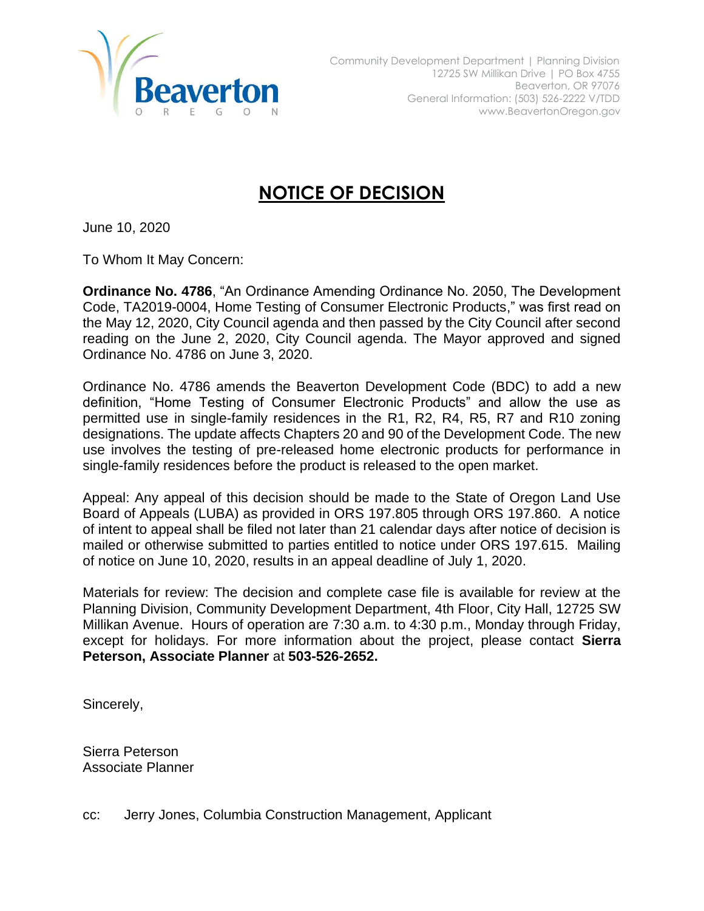Beaverton
OREGON

Community Development Department | Planning Division
12725 SW Millikan Drive | PO Box 4755
Beaverton, OR 97076
General Information: (503) 526-2222 V/TDD
www.BeavertonOregon.gov

# NOTICE OF DECISION

June 10, 2020

To Whom It May Concern:

**Ordinance No. 4786**, "An Ordinance Amending Ordinance No. 2050, The Development Code, TA2019-0004, Home Testing of Consumer Electronic Products," was first read on the May 12, 2020, City Council agenda and then passed by the City Council after second reading on the June 2, 2020, City Council agenda. The Mayor approved and signed Ordinance No. 4786 on June 3, 2020.

Ordinance No. 4786 amends the Beaverton Development Code (BDC) to add a new definition, "Home Testing of Consumer Electronic Products" and allow the use as permitted use in single-family residences in the R1, R2, R4, R5, R7 and R10 zoning designations. The update affects Chapters 20 and 90 of the Development Code. The new use involves the testing of pre-released home electronic products for performance in single-family residences before the product is released to the open market.

Appeal: Any appeal of this decision should be made to the State of Oregon Land Use Board of Appeals (LUBA) as provided in ORS 197.805 through ORS 197.860. A notice of intent to appeal shall be filed not later than 21 calendar days after notice of decision is mailed or otherwise submitted to parties entitled to notice under ORS 197.615. Mailing of notice on June 10, 2020, results in an appeal deadline of July 1, 2020.

Materials for review: The decision and complete case file is available for review at the Planning Division, Community Development Department, 4th Floor, City Hall, 12725 SW Millikan Avenue. Hours of operation are 7:30 a.m. to 4:30 p.m., Monday through Friday, except for holidays. For more information about the project, please contact **Sierra Peterson, Associate Planner** at **503-526-2652.**

Sincerely,

Sierra Peterson
Associate Planner

cc: Jerry Jones, Columbia Construction Management, Applicant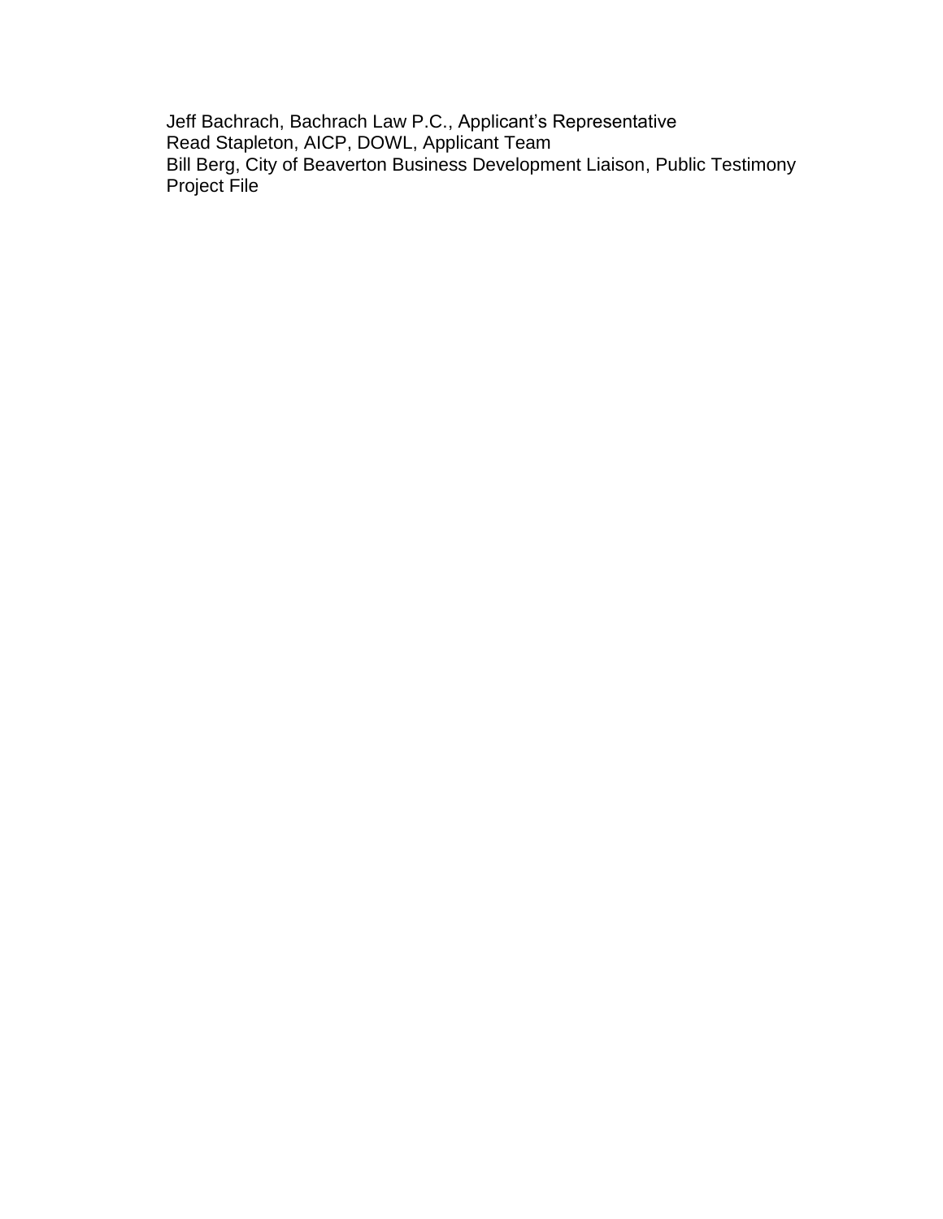Jeff Bachrach, Bachrach Law P.C., Applicant's Representative
Read Stapleton, AICP, DOWL, Applicant Team
Bill Berg, City of Beaverton Business Development Liaison, Public Testimony
Project File